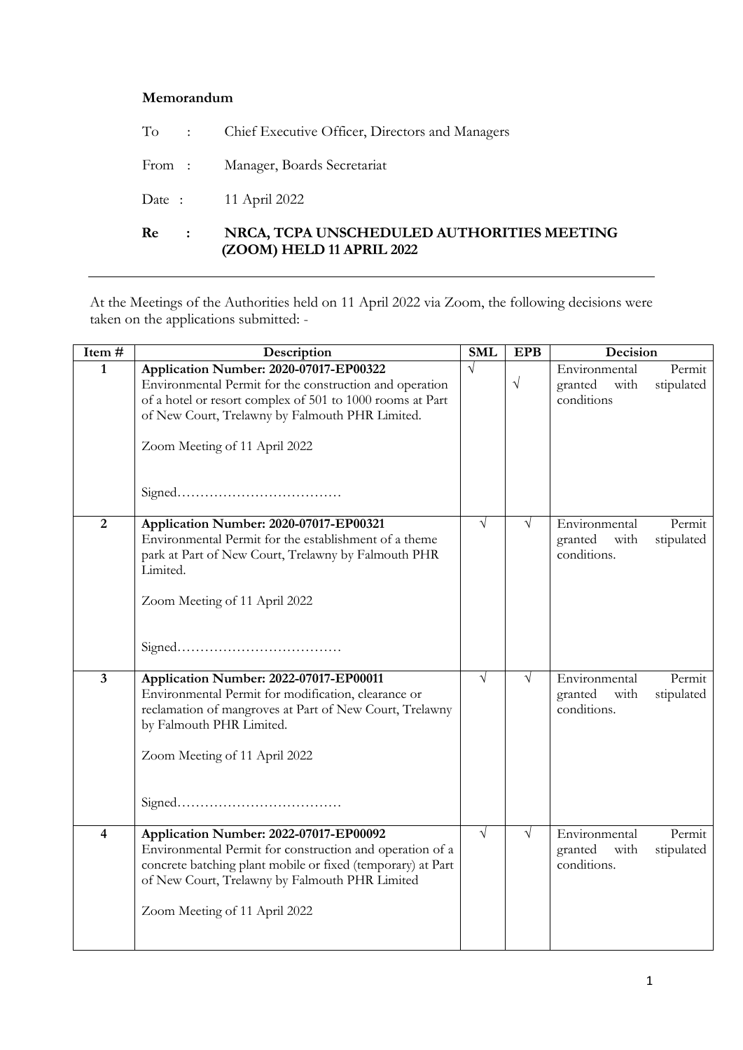**Memorandum**

To : Chief Executive Officer, Directors and Managers

From : Manager, Boards Secretariat

Date : 11 April 2022

**Re : NRCA, TCPA UNSCHEDULED AUTHORITIES MEETING (ZOOM) HELD 11 APRIL 2022**

---

At the Meetings of the Authorities held on 11 April 2022 via Zoom, the following decisions were taken on the applications submitted: -

| Item # | Description | SML | EPB | Decision |
|---|---|---|---|---|
| 1 | **Application Number: 2020-07017-EP00322**<br>Environmental Permit for the construction and operation of a hotel or resort complex of 501 to 1000 rooms at Part of New Court, Trelawny by Falmouth PHR Limited.<br><br>Zoom Meeting of 11 April 2022<br><br>Signed……………………………… | √ | √ | Environmental Permit granted with stipulated conditions |
| 2 | **Application Number: 2020-07017-EP00321**<br>Environmental Permit for the establishment of a theme park at Part of New Court, Trelawny by Falmouth PHR Limited.<br><br>Zoom Meeting of 11 April 2022<br><br>Signed……………………………… | √ | √ | Environmental Permit granted with stipulated conditions. |
| 3 | **Application Number: 2022-07017-EP00011**<br>Environmental Permit for modification, clearance or reclamation of mangroves at Part of New Court, Trelawny by Falmouth PHR Limited.<br><br>Zoom Meeting of 11 April 2022<br><br>Signed……………………………… | √ | √ | Environmental Permit granted with stipulated conditions. |
| 4 | **Application Number: 2022-07017-EP00092**<br>Environmental Permit for construction and operation of a concrete batching plant mobile or fixed (temporary) at Part of New Court, Trelawny by Falmouth PHR Limited<br><br>Zoom Meeting of 11 April 2022 | √ | √ | Environmental Permit granted with stipulated conditions. |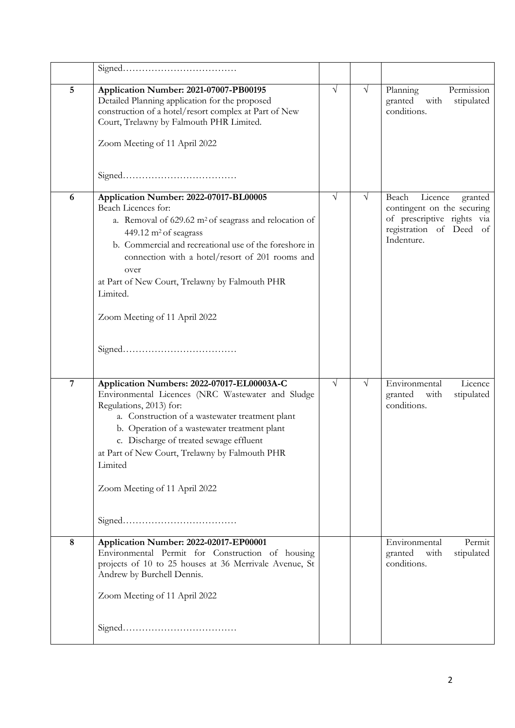| | | | | |
|---|---|---|---|---|
| | Signed……………………………… | | | |
| 5 | **Application Number: 2021-07007-PB00195**<br>Detailed Planning application for the proposed construction of a hotel/resort complex at Part of New Court, Trelawny by Falmouth PHR Limited.<br><br>Zoom Meeting of 11 April 2022<br><br>Signed……………………………… | √ | √ | Planning Permission granted with stipulated conditions. |
| 6 | **Application Number: 2022-07017-BL00005**<br>Beach Licences for:<br>a. Removal of 629.62 m² of seagrass and relocation of 449.12 m² of seagrass<br>b. Commercial and recreational use of the foreshore in connection with a hotel/resort of 201 rooms and over<br>at Part of New Court, Trelawny by Falmouth PHR Limited.<br><br>Zoom Meeting of 11 April 2022<br><br>Signed……………………………… | √ | √ | Beach Licence granted contingent on the securing of prescriptive rights via registration of Deed of Indenture. |
| 7 | **Application Numbers: 2022-07017-EL00003A-C**<br>Environmental Licences (NRC Wastewater and Sludge Regulations, 2013) for:<br>a. Construction of a wastewater treatment plant<br>b. Operation of a wastewater treatment plant<br>c. Discharge of treated sewage effluent<br>at Part of New Court, Trelawny by Falmouth PHR Limited<br><br>Zoom Meeting of 11 April 2022<br><br>Signed……………………………… | √ | √ | Environmental Licence granted with stipulated conditions. |
| 8 | **Application Number: 2022-02017-EP00001**<br>Environmental Permit for Construction of housing projects of 10 to 25 houses at 36 Merrivale Avenue, St Andrew by Burchell Dennis.<br><br>Zoom Meeting of 11 April 2022<br><br>Signed……………………………… | | | Environmental Permit granted with stipulated conditions. |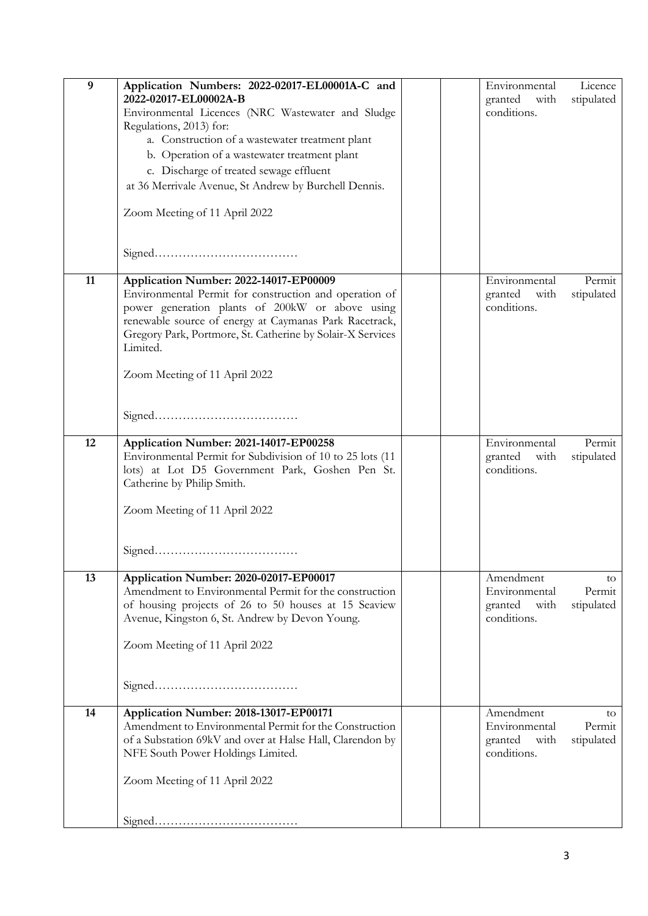| | | | | |
|---|---|---|---|---|
| 9 | **Application Numbers: 2022-02017-EL00001A-C and 2022-02017-EL00002A-B**<br>Environmental Licences (NRC Wastewater and Sludge Regulations, 2013) for:<br>a. Construction of a wastewater treatment plant<br>b. Operation of a wastewater treatment plant<br>c. Discharge of treated sewage effluent<br>at 36 Merrivale Avenue, St Andrew by Burchell Dennis.<br><br>Zoom Meeting of 11 April 2022<br><br>Signed……………………………… | | | Environmental Licence granted with stipulated conditions. |
| 11 | **Application Number: 2022-14017-EP00009**<br>Environmental Permit for construction and operation of power generation plants of 200kW or above using renewable source of energy at Caymanas Park Racetrack, Gregory Park, Portmore, St. Catherine by Solair-X Services Limited.<br><br>Zoom Meeting of 11 April 2022<br><br>Signed……………………………… | | | Environmental Permit granted with stipulated conditions. |
| 12 | **Application Number: 2021-14017-EP00258**<br>Environmental Permit for Subdivision of 10 to 25 lots (11 lots) at Lot D5 Government Park, Goshen Pen St. Catherine by Philip Smith.<br><br>Zoom Meeting of 11 April 2022<br><br>Signed……………………………… | | | Environmental Permit granted with stipulated conditions. |
| 13 | **Application Number: 2020-02017-EP00017**<br>Amendment to Environmental Permit for the construction of housing projects of 26 to 50 houses at 15 Seaview Avenue, Kingston 6, St. Andrew by Devon Young.<br><br>Zoom Meeting of 11 April 2022<br><br>Signed……………………………… | | | Amendment to Environmental Permit granted with stipulated conditions. |
| 14 | **Application Number: 2018-13017-EP00171**<br>Amendment to Environmental Permit for the Construction of a Substation 69kV and over at Halse Hall, Clarendon by NFE South Power Holdings Limited.<br><br>Zoom Meeting of 11 April 2022<br><br>Signed……………………………… | | | Amendment to Environmental Permit granted with stipulated conditions. |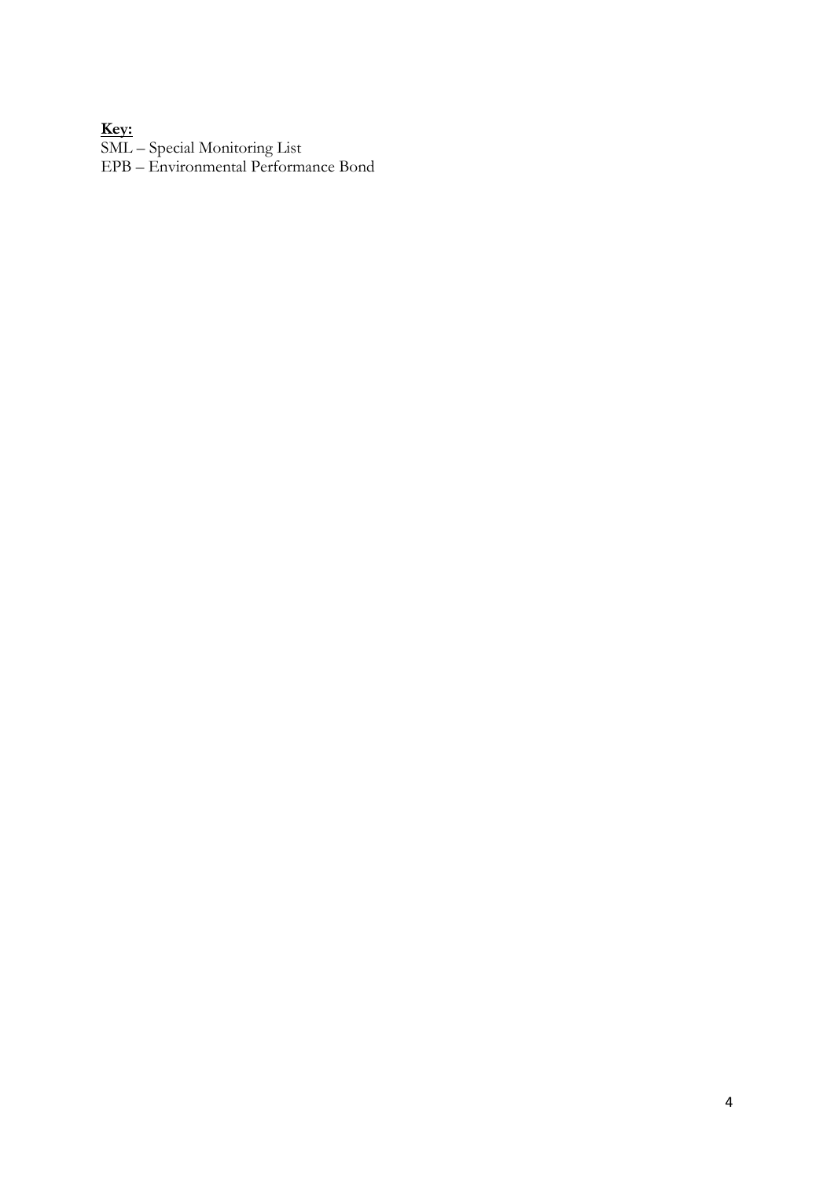**<u>Key:</u>**

SML – Special Monitoring List
EPB – Environmental Performance Bond